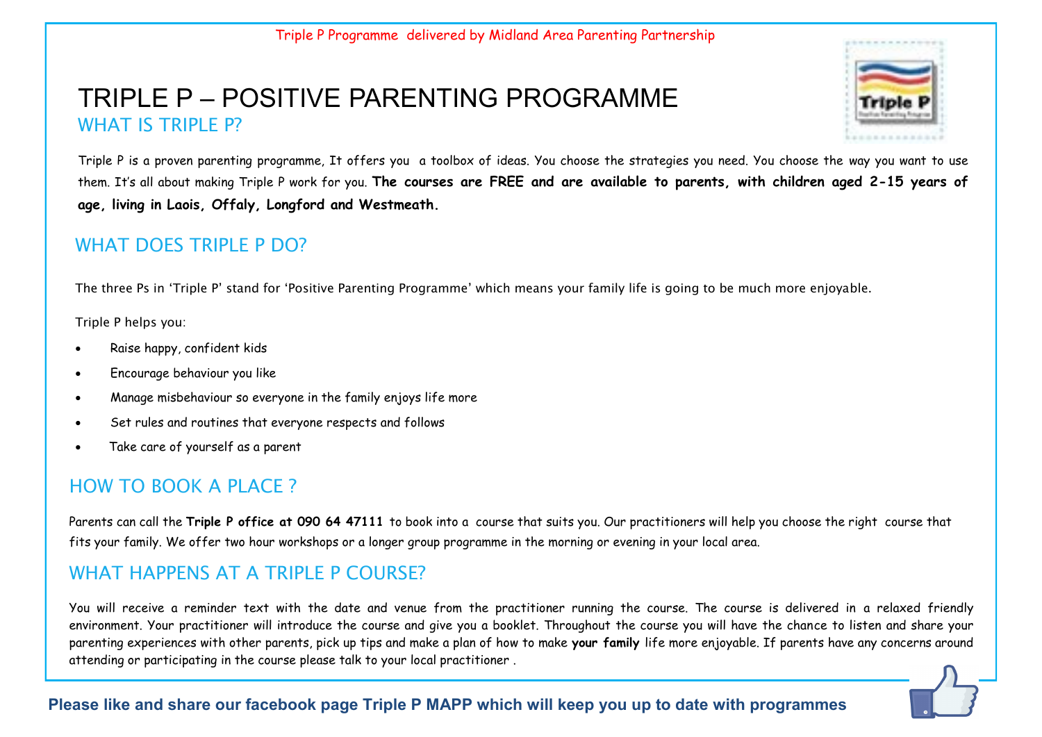Triple P Programme delivered by Midland Area Parenting Partnership

# TRIPLE P – POSITIVE PARENTING PROGRAMME

## WHAT IS TRIPLE P?

Triple P is a proven parenting programme, It offers you a toolbox of ideas. You choose the strategies you need. You choose the way you want to use them. It's all about making Triple P work for you. **The courses are FREE and are available to parents, with children aged 2-15 years of age, living in Laois, Offaly, Longford and Westmeath.**

## WHAT DOES TRIPLE P DO?

The three Ps in 'Triple P' stand for 'Positive Parenting Programme' which means your family life is going to be much more enjoyable.

Triple P helps you:

- Raise happy, confident kids
- Encourage behaviour you like
- Manage misbehaviour so everyone in the family enjoys life more
- Set rules and routines that everyone respects and follows
- Take care of yourself as a parent

## HOW TO BOOK A PLACE ?

Parents can call the **Triple P office at 090 64 47111** to book into a course that suits you. Our practitioners will help you choose the right course that fits your family. We offer two hour workshops or a longer group programme in the morning or evening in your local area.

## WHAT HAPPENS AT A TRIPLE P COURSE?

You will receive a reminder text with the date and venue from the practitioner running the course. The course is delivered in a relaxed friendly environment. Your practitioner will introduce the course and give you a booklet. Throughout the course you will have the chance to listen and share your parenting experiences with other parents, pick up tips and make a plan of how to make **your family** life more enjoyable. If parents have any concerns around attending or participating in the course please talk to your local practitioner .

**Please like and share our facebook page Triple P MAPP which will keep you up to date with programmes**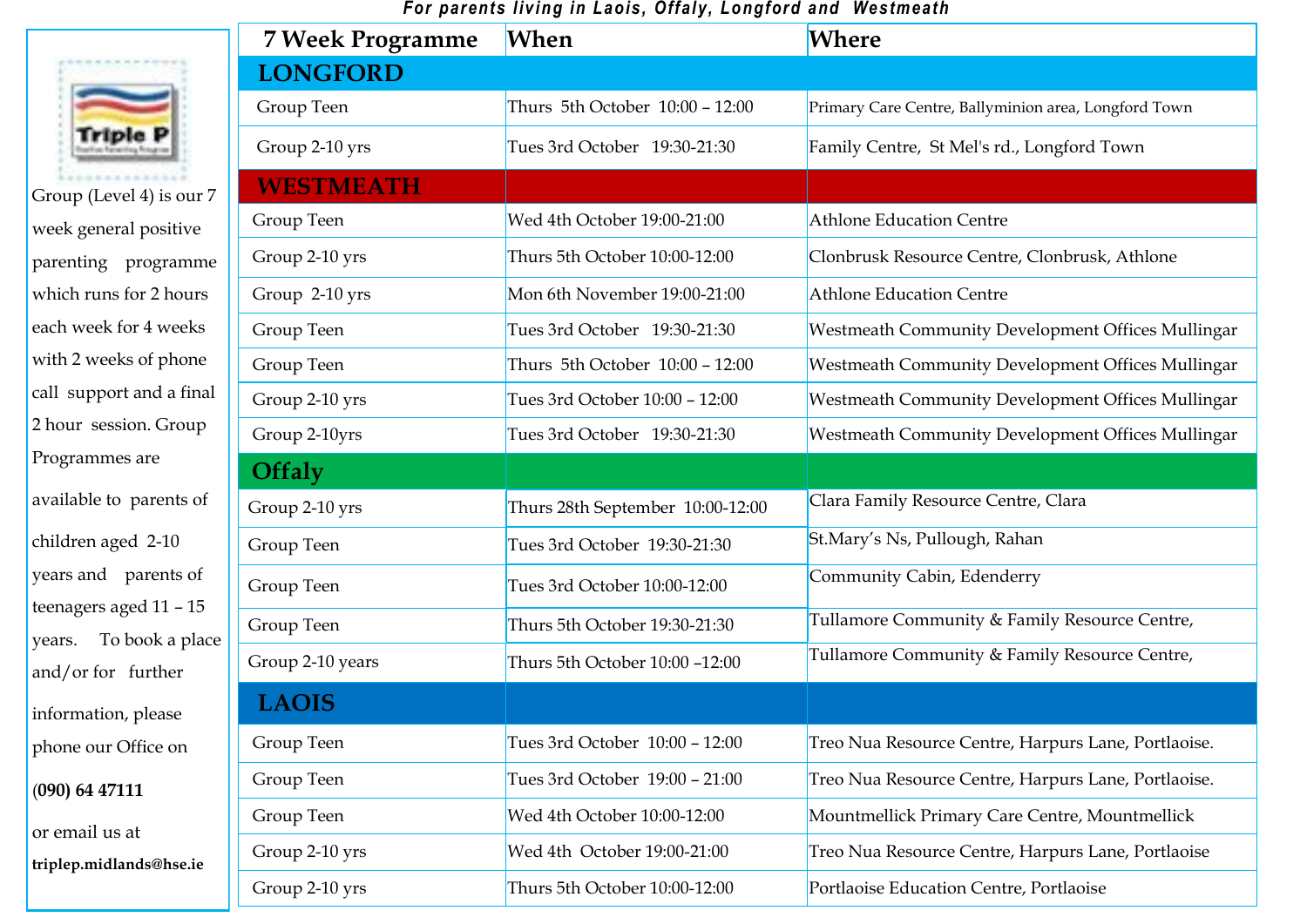*For parents living in Laois, Offaly, Longford and Westmeath*

Triple P

Group (Level 4) is our 7 week general positive parenting programme which runs for 2 hours each week for 4 weeks with 2 weeks of phone call support and a final 2 hour session. Group Programmes are available to parents of children aged 2-10 years and parents of teenagers aged 11 – 15 years. To book a place and/or for further information, please phone our Office on

**(090) 64 47111**

or email us at

**triplep.midlands@hse.ie**

| 7 Week Programme | When | Where |
|---|---|---|
| **LONGFORD** | | |
| Group Teen | Thurs 5th October 10:00 – 12:00 | Primary Care Centre, Ballyminion area, Longford Town |
| Group 2-10 yrs | Tues 3rd October 19:30-21:30 | Family Centre, St Mel's rd., Longford Town |
| **WESTMEATH** | | |
| Group Teen | Wed 4th October 19:00-21:00 | Athlone Education Centre |
| Group 2-10 yrs | Thurs 5th October 10:00-12:00 | Clonbrusk Resource Centre, Clonbrusk, Athlone |
| Group 2-10 yrs | Mon 6th November 19:00-21:00 | Athlone Education Centre |
| Group Teen | Tues 3rd October 19:30-21:30 | Westmeath Community Development Offices Mullingar |
| Group Teen | Thurs 5th October 10:00 – 12:00 | Westmeath Community Development Offices Mullingar |
| Group 2-10 yrs | Tues 3rd October 10:00 – 12:00 | Westmeath Community Development Offices Mullingar |
| Group 2-10yrs | Tues 3rd October 19:30-21:30 | Westmeath Community Development Offices Mullingar |
| **Offaly** | | |
| Group 2-10 yrs | Thurs 28th September 10:00-12:00 | Clara Family Resource Centre, Clara |
| Group Teen | Tues 3rd October 19:30-21:30 | St.Mary's Ns, Pullough, Rahan |
| Group Teen | Tues 3rd October 10:00-12:00 | Community Cabin, Edenderry |
| Group Teen | Thurs 5th October 19:30-21:30 | Tullamore Community & Family Resource Centre, |
| Group 2-10 years | Thurs 5th October 10:00 –12:00 | Tullamore Community & Family Resource Centre, |
| **LAOIS** | | |
| Group Teen | Tues 3rd October 10:00 – 12:00 | Treo Nua Resource Centre, Harpurs Lane, Portlaoise. |
| Group Teen | Tues 3rd October 19:00 – 21:00 | Treo Nua Resource Centre, Harpurs Lane, Portlaoise. |
| Group Teen | Wed 4th October 10:00-12:00 | Mountmellick Primary Care Centre, Mountmellick |
| Group 2-10 yrs | Wed 4th October 19:00-21:00 | Treo Nua Resource Centre, Harpurs Lane, Portlaoise |
| Group 2-10 yrs | Thurs 5th October 10:00-12:00 | Portlaoise Education Centre, Portlaoise |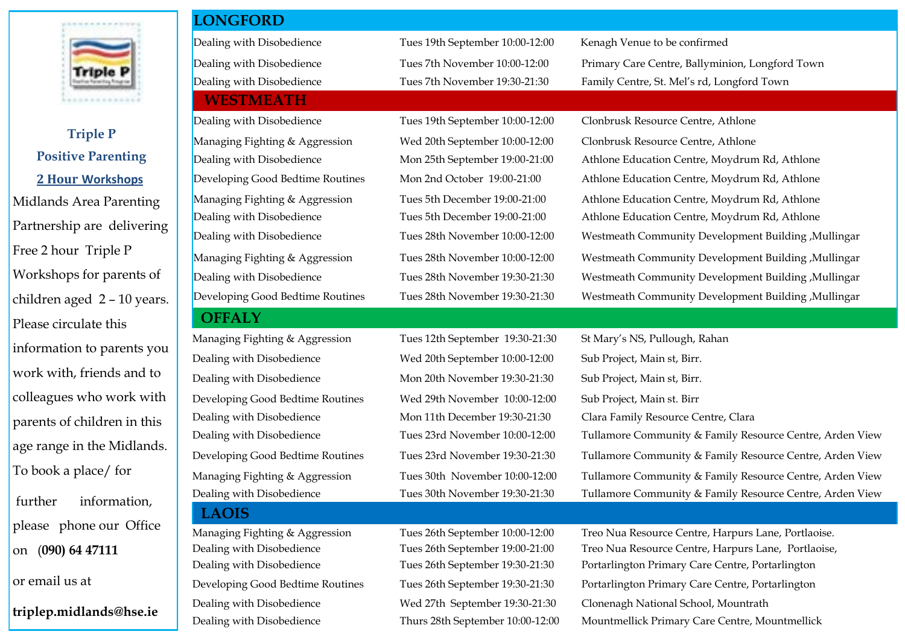**Triple P**
**Positive Parenting**
**2 Hour Workshops**

Midlands Area Parenting Partnership are delivering Free 2 hour Triple P Workshops for parents of children aged 2 – 10 years. Please circulate this information to parents you work with, friends and to colleagues who work with parents of children in this age range in the Midlands. To book a place/ for further information, please phone our Office on **(090) 64 47111**

or email us at

**triplep.midlands@hse.ie**

## LONGFORD

| | | |
|---|---|---|
| Dealing with Disobedience | Tues 19th September 10:00-12:00 | Kenagh Venue to be confirmed |
| Dealing with Disobedience | Tues 7th November 10:00-12:00 | Primary Care Centre, Ballyminion, Longford Town |
| Dealing with Disobedience | Tues 7th November 19:30-21:30 | Family Centre, St. Mel's rd, Longford Town |

## WESTMEATH

| | | |
|---|---|---|
| Dealing with Disobedience | Tues 19th September 10:00-12:00 | Clonbrusk Resource Centre, Athlone |
| Managing Fighting & Aggression | Wed 20th September 10:00-12:00 | Clonbrusk Resource Centre, Athlone |
| Dealing with Disobedience | Mon 25th September 19:00-21:00 | Athlone Education Centre, Moydrum Rd, Athlone |
| Developing Good Bedtime Routines | Mon 2nd October 19:00-21:00 | Athlone Education Centre, Moydrum Rd, Athlone |
| Managing Fighting & Aggression | Tues 5th December 19:00-21:00 | Athlone Education Centre, Moydrum Rd, Athlone |
| Dealing with Disobedience | Tues 5th December 19:00-21:00 | Athlone Education Centre, Moydrum Rd, Athlone |
| Dealing with Disobedience | Tues 28th November 10:00-12:00 | Westmeath Community Development Building ,Mullingar |
| Managing Fighting & Aggression | Tues 28th November 10:00-12:00 | Westmeath Community Development Building ,Mullingar |
| Dealing with Disobedience | Tues 28th November 19:30-21:30 | Westmeath Community Development Building ,Mullingar |
| Developing Good Bedtime Routines | Tues 28th November 19:30-21:30 | Westmeath Community Development Building ,Mullingar |

## OFFALY

| | | |
|---|---|---|
| Managing Fighting & Aggression | Tues 12th September 19:30-21:30 | St Mary's NS, Pullough, Rahan |
| Dealing with Disobedience | Wed 20th September 10:00-12:00 | Sub Project, Main st, Birr. |
| Dealing with Disobedience | Mon 20th November 19:30-21:30 | Sub Project, Main st, Birr. |
| Developing Good Bedtime Routines | Wed 29th November 10:00-12:00 | Sub Project, Main st. Birr |
| Dealing with Disobedience | Mon 11th December 19:30-21:30 | Clara Family Resource Centre, Clara |
| Dealing with Disobedience | Tues 23rd November 10:00-12:00 | Tullamore Community & Family Resource Centre, Arden View |
| Developing Good Bedtime Routines | Tues 23rd November 19:30-21:30 | Tullamore Community & Family Resource Centre, Arden View |
| Managing Fighting & Aggression | Tues 30th November 10:00-12:00 | Tullamore Community & Family Resource Centre, Arden View |
| Dealing with Disobedience | Tues 30th November 19:30-21:30 | Tullamore Community & Family Resource Centre, Arden View |

## LAOIS

| | | |
|---|---|---|
| Managing Fighting & Aggression | Tues 26th September 10:00-12:00 | Treo Nua Resource Centre, Harpurs Lane, Portlaoise. |
| Dealing with Disobedience | Tues 26th September 19:00-21:00 | Treo Nua Resource Centre, Harpurs Lane, Portlaoise, |
| Dealing with Disobedience | Tues 26th September 19:30-21:30 | Portarlington Primary Care Centre, Portarlington |
| Developing Good Bedtime Routines | Tues 26th September 19:30-21:30 | Portarlington Primary Care Centre, Portarlington |
| Dealing with Disobedience | Wed 27th September 19:30-21:30 | Clonenagh National School, Mountrath |
| Dealing with Disobedience | Thurs 28th September 10:00-12:00 | Mountmellick Primary Care Centre, Mountmellick |